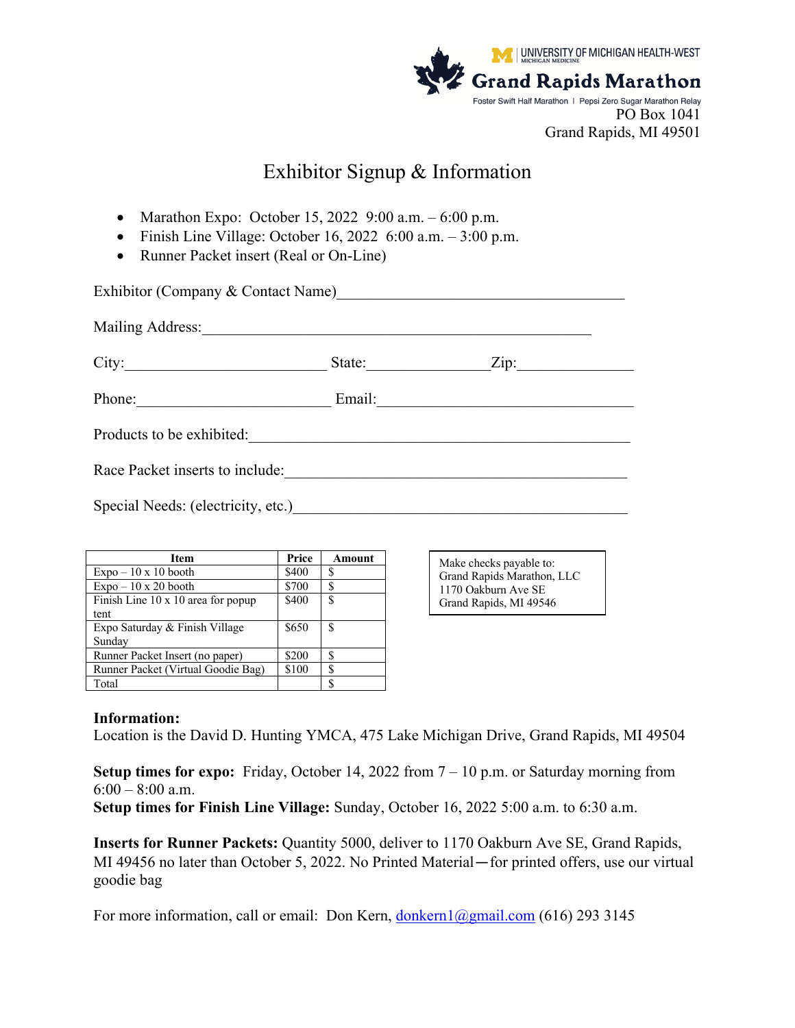UNIVERSITY OF MICHIGAN HEALTH-WEST
MICHIGAN MEDICINE

**Grand Rapids Marathon**

Foster Swift Half Marathon | Pepsi Zero Sugar Marathon Relay

PO Box 1041
Grand Rapids, MI 49501

# Exhibitor Signup & Information

- Marathon Expo: October 15, 2022 9:00 a.m. – 6:00 p.m.
- Finish Line Village: October 16, 2022 6:00 a.m. – 3:00 p.m.
- Runner Packet insert (Real or On-Line)

Exhibitor (Company & Contact Name)_____________________________________

Mailing Address:___________________________________________________

City:__________________________ State:______________Zip:_______________

Phone:_________________________ Email:__________________________________

Products to be exhibited:__________________________________________________

Race Packet inserts to include:_____________________________________________

Special Needs: (electricity, etc.)____________________________________________

| Item | Price | Amount |
|---|---|---|
| Expo – 10 x 10 booth | $400 | $ |
| Expo – 10 x 20 booth | $700 | $ |
| Finish Line 10 x 10 area for popup tent | $400 | $ |
| Expo Saturday & Finish Village Sunday | $650 | $ |
| Runner Packet Insert (no paper) | $200 | $ |
| Runner Packet (Virtual Goodie Bag) | $100 | $ |
| Total | | $ |

Make checks payable to:
Grand Rapids Marathon, LLC
1170 Oakburn Ave SE
Grand Rapids, MI 49546

**Information:**
Location is the David D. Hunting YMCA, 475 Lake Michigan Drive, Grand Rapids, MI 49504

**Setup times for expo:** Friday, October 14, 2022 from 7 – 10 p.m. or Saturday morning from 6:00 – 8:00 a.m.
**Setup times for Finish Line Village:** Sunday, October 16, 2022 5:00 a.m. to 6:30 a.m.

**Inserts for Runner Packets:** Quantity 5000, deliver to 1170 Oakburn Ave SE, Grand Rapids, MI 49456 no later than October 5, 2022. No Printed Material—for printed offers, use our virtual goodie bag

For more information, call or email: Don Kern, donkern1@gmail.com (616) 293 3145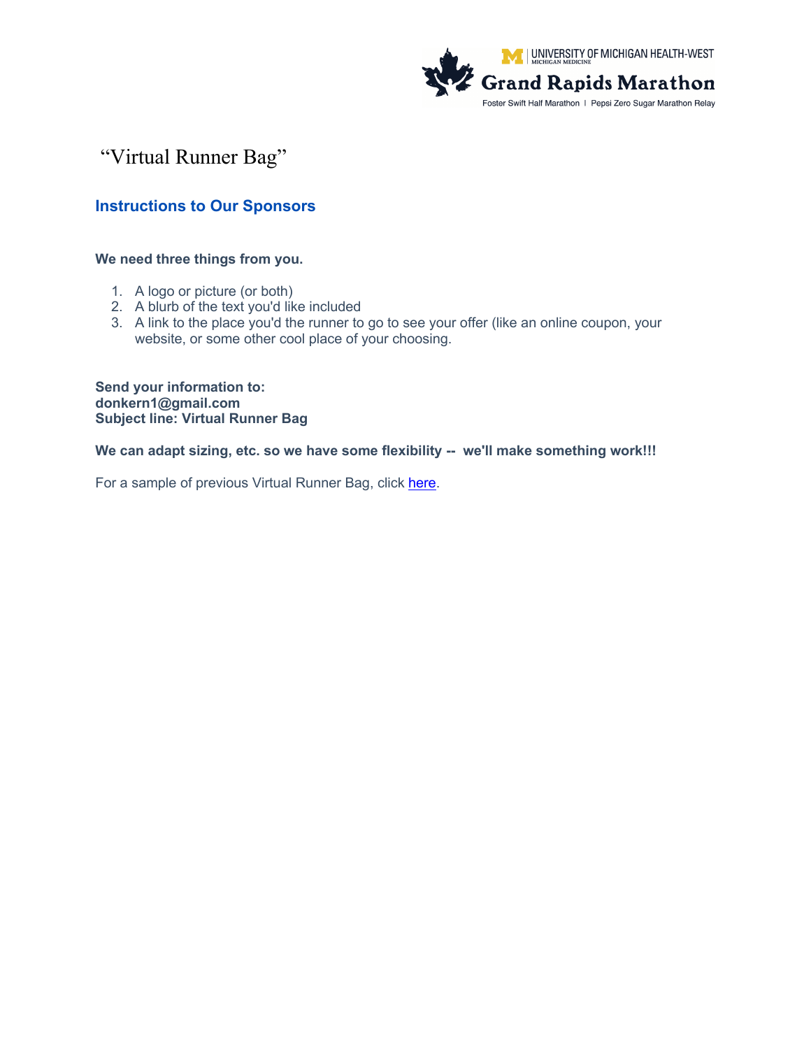UNIVERSITY OF MICHIGAN HEALTH-WEST
MICHIGAN MEDICINE
Grand Rapids Marathon
Foster Swift Half Marathon | Pepsi Zero Sugar Marathon Relay

# "Virtual Runner Bag"

## Instructions to Our Sponsors

**We need three things from you.**

1. A logo or picture (or both)
2. A blurb of the text you'd like included
3. A link to the place you'd the runner to go to see your offer (like an online coupon, your website, or some other cool place of your choosing.

**Send your information to:**
**donkern1@gmail.com**
**Subject line: Virtual Runner Bag**

**We can adapt sizing, etc. so we have some flexibility -- we'll make something work!!!**

For a sample of previous Virtual Runner Bag, click here.